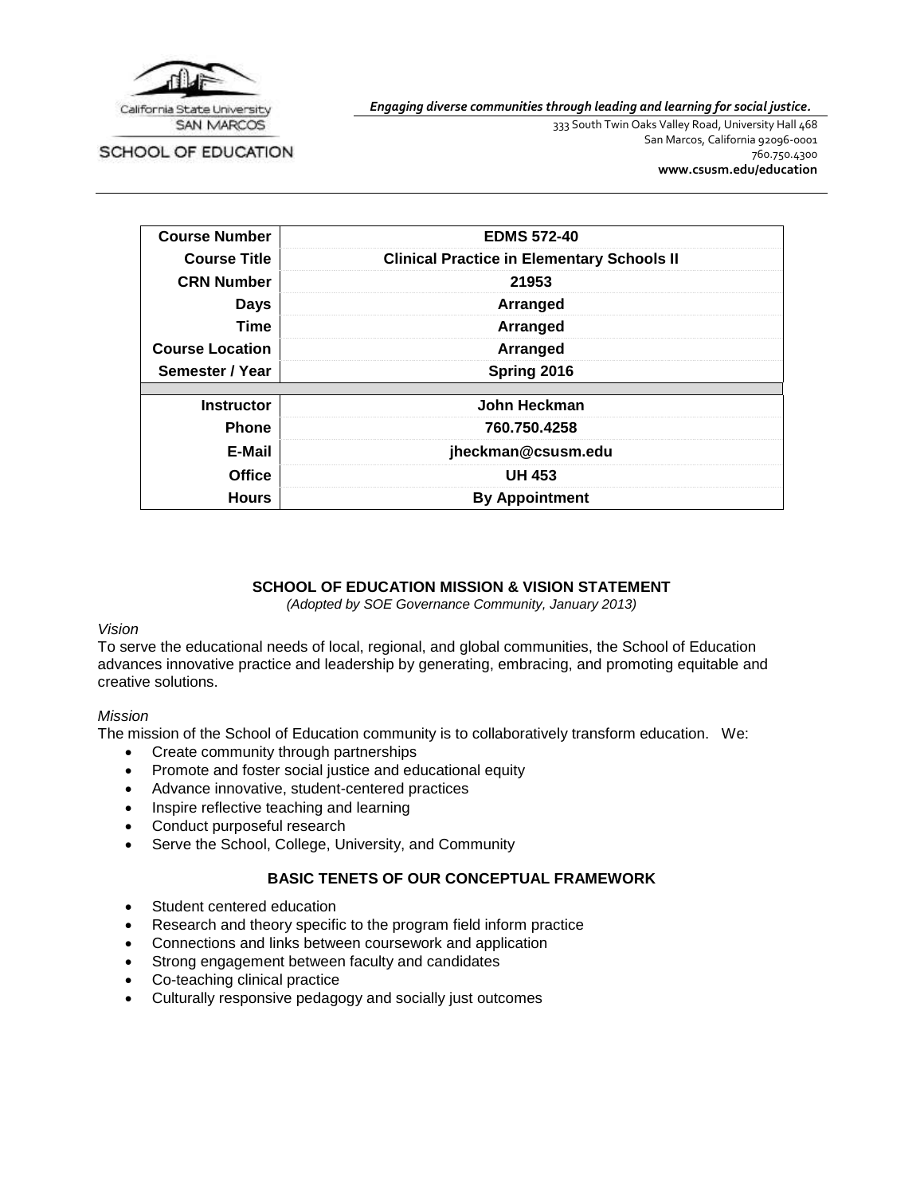California State University SAN MARCOS

SCHOOL OF EDUCATION

*Engaging diverse communities through leading and learning for social justice.*

333 South Twin Oaks Valley Road, University Hall 468
San Marcos, California 92096-0001
760.750.4300
**www.csusm.edu/education**

| | |
|---|---|
| **Course Number** | **EDMS 572-40** |
| **Course Title** | **Clinical Practice in Elementary Schools II** |
| **CRN Number** | **21953** |
| **Days** | **Arranged** |
| **Time** | **Arranged** |
| **Course Location** | **Arranged** |
| **Semester / Year** | **Spring 2016** |
| | |
| **Instructor** | **John Heckman** |
| **Phone** | **760.750.4258** |
| **E-Mail** | **jheckman@csusm.edu** |
| **Office** | **UH 453** |
| **Hours** | **By Appointment** |

## SCHOOL OF EDUCATION MISSION & VISION STATEMENT

*(Adopted by SOE Governance Community, January 2013)*

*Vision*

To serve the educational needs of local, regional, and global communities, the School of Education advances innovative practice and leadership by generating, embracing, and promoting equitable and creative solutions.

*Mission*

The mission of the School of Education community is to collaboratively transform education. We:

- Create community through partnerships
- Promote and foster social justice and educational equity
- Advance innovative, student-centered practices
- Inspire reflective teaching and learning
- Conduct purposeful research
- Serve the School, College, University, and Community

## BASIC TENETS OF OUR CONCEPTUAL FRAMEWORK

- Student centered education
- Research and theory specific to the program field inform practice
- Connections and links between coursework and application
- Strong engagement between faculty and candidates
- Co-teaching clinical practice
- Culturally responsive pedagogy and socially just outcomes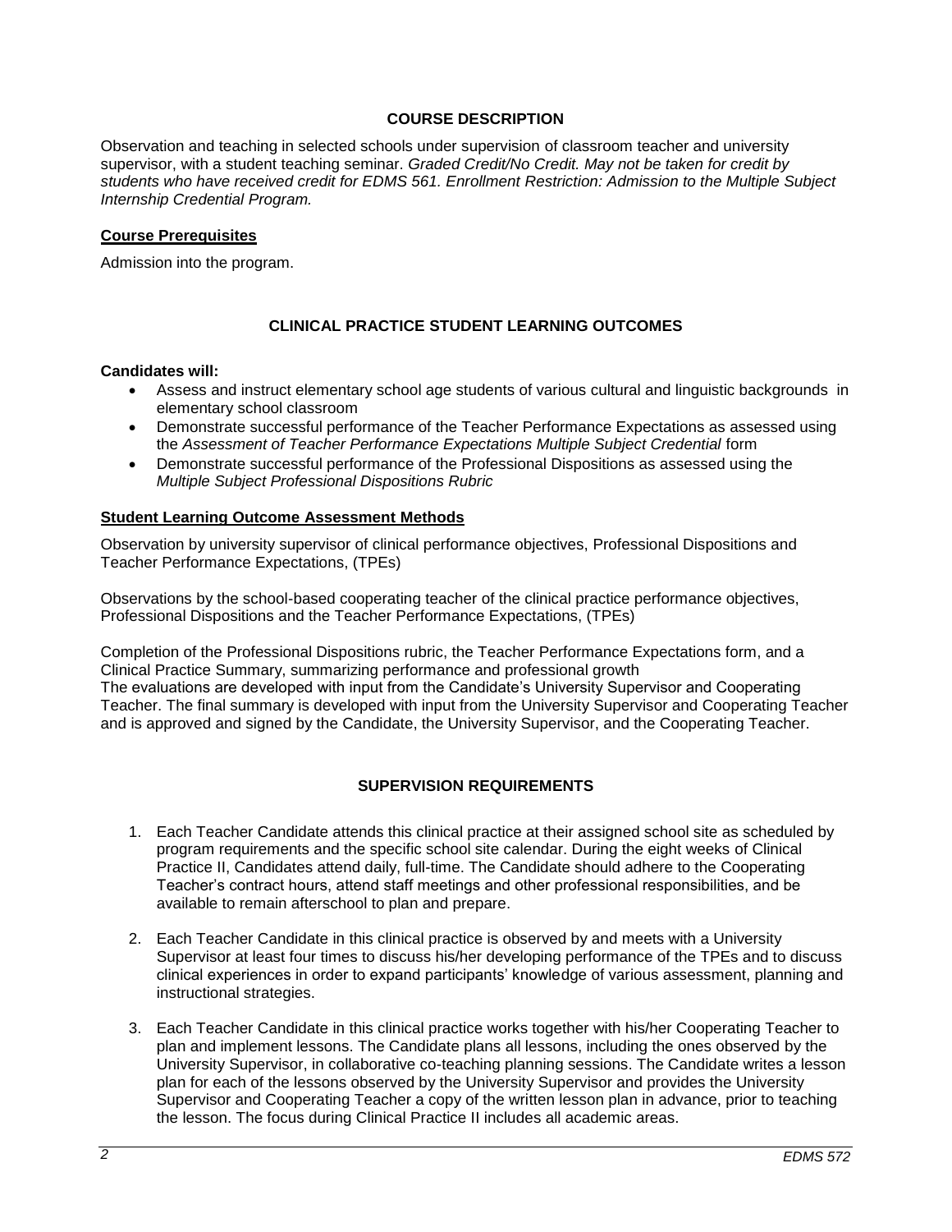## COURSE DESCRIPTION

Observation and teaching in selected schools under supervision of classroom teacher and university supervisor, with a student teaching seminar. *Graded Credit/No Credit. May not be taken for credit by students who have received credit for EDMS 561. Enrollment Restriction: Admission to the Multiple Subject Internship Credential Program.*

### Course Prerequisites

Admission into the program.

## CLINICAL PRACTICE STUDENT LEARNING OUTCOMES

**Candidates will:**

- Assess and instruct elementary school age students of various cultural and linguistic backgrounds in elementary school classroom
- Demonstrate successful performance of the Teacher Performance Expectations as assessed using the *Assessment of Teacher Performance Expectations Multiple Subject Credential* form
- Demonstrate successful performance of the Professional Dispositions as assessed using the *Multiple Subject Professional Dispositions Rubric*

### Student Learning Outcome Assessment Methods

Observation by university supervisor of clinical performance objectives, Professional Dispositions and Teacher Performance Expectations, (TPEs)

Observations by the school-based cooperating teacher of the clinical practice performance objectives, Professional Dispositions and the Teacher Performance Expectations, (TPEs)

Completion of the Professional Dispositions rubric, the Teacher Performance Expectations form, and a Clinical Practice Summary, summarizing performance and professional growth
The evaluations are developed with input from the Candidate's University Supervisor and Cooperating Teacher. The final summary is developed with input from the University Supervisor and Cooperating Teacher and is approved and signed by the Candidate, the University Supervisor, and the Cooperating Teacher.

## SUPERVISION REQUIREMENTS

1. Each Teacher Candidate attends this clinical practice at their assigned school site as scheduled by program requirements and the specific school site calendar. During the eight weeks of Clinical Practice II, Candidates attend daily, full-time. The Candidate should adhere to the Cooperating Teacher's contract hours, attend staff meetings and other professional responsibilities, and be available to remain afterschool to plan and prepare.

2. Each Teacher Candidate in this clinical practice is observed by and meets with a University Supervisor at least four times to discuss his/her developing performance of the TPEs and to discuss clinical experiences in order to expand participants' knowledge of various assessment, planning and instructional strategies.

3. Each Teacher Candidate in this clinical practice works together with his/her Cooperating Teacher to plan and implement lessons. The Candidate plans all lessons, including the ones observed by the University Supervisor, in collaborative co-teaching planning sessions. The Candidate writes a lesson plan for each of the lessons observed by the University Supervisor and provides the University Supervisor and Cooperating Teacher a copy of the written lesson plan in advance, prior to teaching the lesson. The focus during Clinical Practice II includes all academic areas.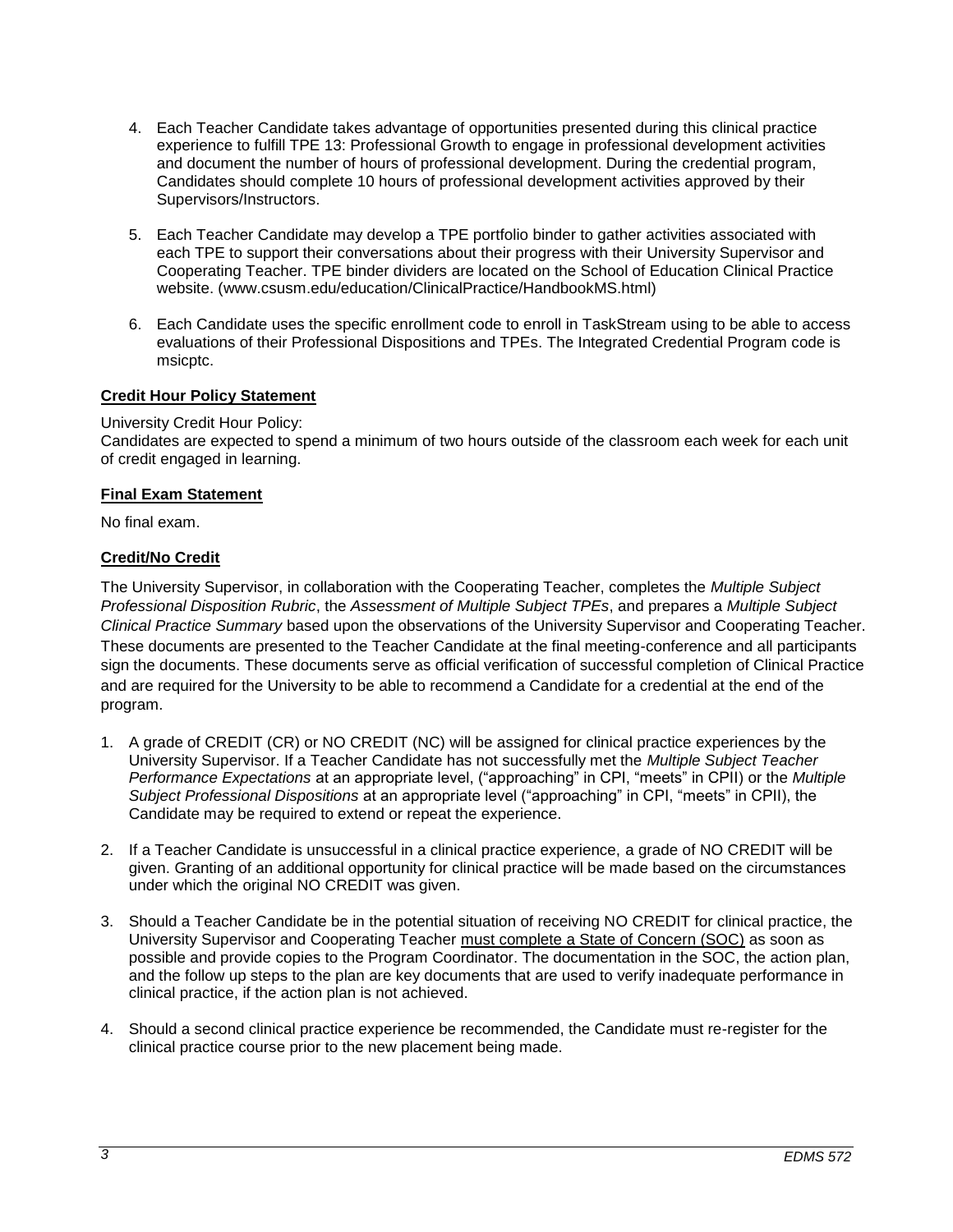4. Each Teacher Candidate takes advantage of opportunities presented during this clinical practice experience to fulfill TPE 13: Professional Growth to engage in professional development activities and document the number of hours of professional development. During the credential program, Candidates should complete 10 hours of professional development activities approved by their Supervisors/Instructors.

5. Each Teacher Candidate may develop a TPE portfolio binder to gather activities associated with each TPE to support their conversations about their progress with their University Supervisor and Cooperating Teacher. TPE binder dividers are located on the School of Education Clinical Practice website. (www.csusm.edu/education/ClinicalPractice/HandbookMS.html)

6. Each Candidate uses the specific enrollment code to enroll in TaskStream using to be able to access evaluations of their Professional Dispositions and TPEs. The Integrated Credential Program code is msicptc.

### Credit Hour Policy Statement

University Credit Hour Policy:
Candidates are expected to spend a minimum of two hours outside of the classroom each week for each unit of credit engaged in learning.

### Final Exam Statement

No final exam.

### Credit/No Credit

The University Supervisor, in collaboration with the Cooperating Teacher, completes the *Multiple Subject Professional Disposition Rubric*, the *Assessment of Multiple Subject TPEs*, and prepares a *Multiple Subject Clinical Practice Summary* based upon the observations of the University Supervisor and Cooperating Teacher. These documents are presented to the Teacher Candidate at the final meeting-conference and all participants sign the documents. These documents serve as official verification of successful completion of Clinical Practice and are required for the University to be able to recommend a Candidate for a credential at the end of the program.

1. A grade of CREDIT (CR) or NO CREDIT (NC) will be assigned for clinical practice experiences by the University Supervisor. If a Teacher Candidate has not successfully met the *Multiple Subject Teacher Performance Expectations* at an appropriate level, ("approaching" in CPI, "meets" in CPII) or the *Multiple Subject Professional Dispositions* at an appropriate level ("approaching" in CPI, "meets" in CPII), the Candidate may be required to extend or repeat the experience.

2. If a Teacher Candidate is unsuccessful in a clinical practice experience, a grade of NO CREDIT will be given. Granting of an additional opportunity for clinical practice will be made based on the circumstances under which the original NO CREDIT was given.

3. Should a Teacher Candidate be in the potential situation of receiving NO CREDIT for clinical practice, the University Supervisor and Cooperating Teacher must complete a State of Concern (SOC) as soon as possible and provide copies to the Program Coordinator. The documentation in the SOC, the action plan, and the follow up steps to the plan are key documents that are used to verify inadequate performance in clinical practice, if the action plan is not achieved.

4. Should a second clinical practice experience be recommended, the Candidate must re-register for the clinical practice course prior to the new placement being made.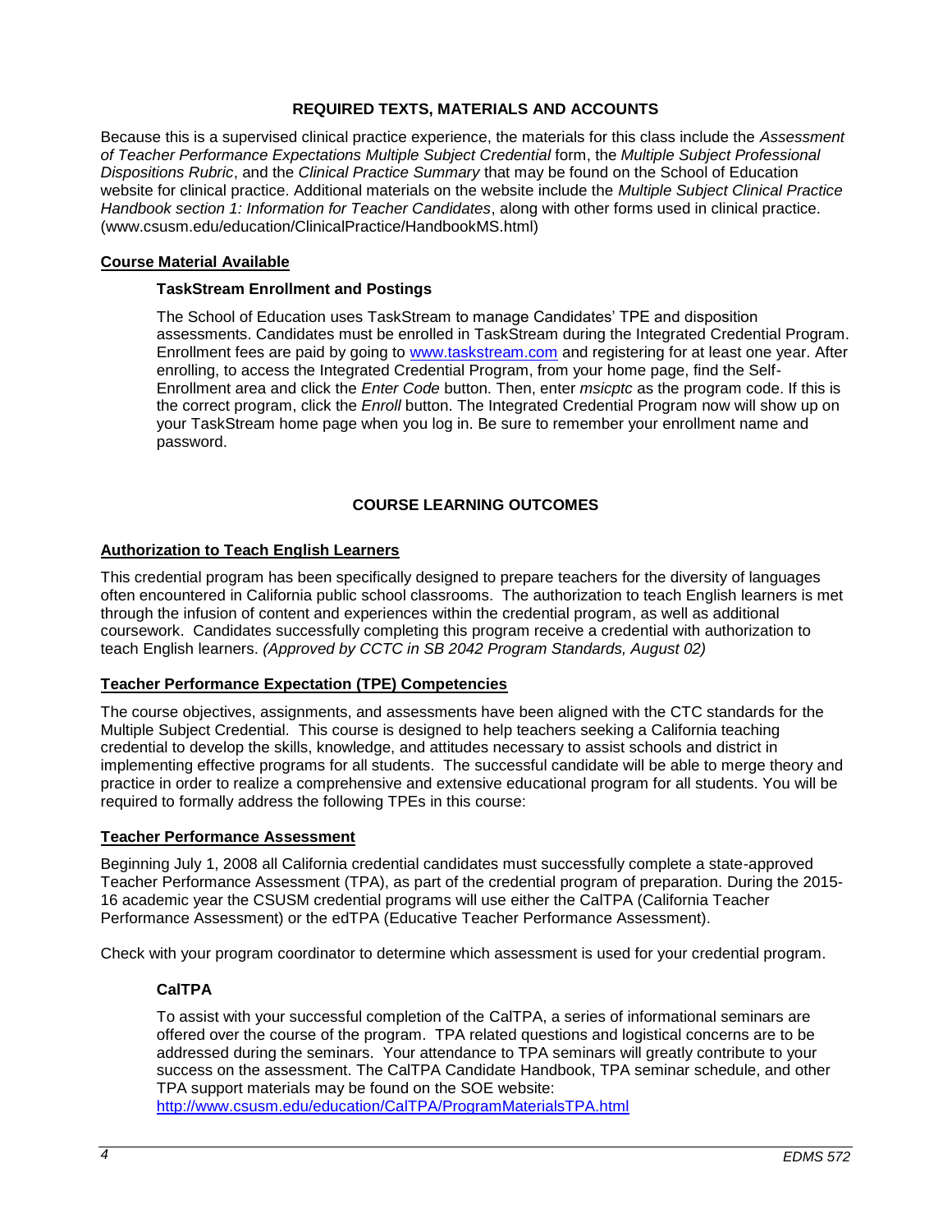## REQUIRED TEXTS, MATERIALS AND ACCOUNTS

Because this is a supervised clinical practice experience, the materials for this class include the *Assessment of Teacher Performance Expectations Multiple Subject Credential* form, the *Multiple Subject Professional Dispositions Rubric*, and the *Clinical Practice Summary* that may be found on the School of Education website for clinical practice. Additional materials on the website include the *Multiple Subject Clinical Practice Handbook section 1: Information for Teacher Candidates*, along with other forms used in clinical practice. (www.csusm.edu/education/ClinicalPractice/HandbookMS.html)

### Course Material Available

#### TaskStream Enrollment and Postings

The School of Education uses TaskStream to manage Candidates' TPE and disposition assessments. Candidates must be enrolled in TaskStream during the Integrated Credential Program. Enrollment fees are paid by going to [www.taskstream.com](www.taskstream.com) and registering for at least one year. After enrolling, to access the Integrated Credential Program, from your home page, find the Self-Enrollment area and click the *Enter Code* button. Then, enter *msicptc* as the program code. If this is the correct program, click the *Enroll* button. The Integrated Credential Program now will show up on your TaskStream home page when you log in. Be sure to remember your enrollment name and password.

## COURSE LEARNING OUTCOMES

### Authorization to Teach English Learners

This credential program has been specifically designed to prepare teachers for the diversity of languages often encountered in California public school classrooms. The authorization to teach English learners is met through the infusion of content and experiences within the credential program, as well as additional coursework. Candidates successfully completing this program receive a credential with authorization to teach English learners. *(Approved by CCTC in SB 2042 Program Standards, August 02)*

### Teacher Performance Expectation (TPE) Competencies

The course objectives, assignments, and assessments have been aligned with the CTC standards for the Multiple Subject Credential. This course is designed to help teachers seeking a California teaching credential to develop the skills, knowledge, and attitudes necessary to assist schools and district in implementing effective programs for all students. The successful candidate will be able to merge theory and practice in order to realize a comprehensive and extensive educational program for all students. You will be required to formally address the following TPEs in this course:

### Teacher Performance Assessment

Beginning July 1, 2008 all California credential candidates must successfully complete a state-approved Teacher Performance Assessment (TPA), as part of the credential program of preparation. During the 2015-16 academic year the CSUSM credential programs will use either the CalTPA (California Teacher Performance Assessment) or the edTPA (Educative Teacher Performance Assessment).

Check with your program coordinator to determine which assessment is used for your credential program.

#### CalTPA

To assist with your successful completion of the CalTPA, a series of informational seminars are offered over the course of the program. TPA related questions and logistical concerns are to be addressed during the seminars. Your attendance to TPA seminars will greatly contribute to your success on the assessment. The CalTPA Candidate Handbook, TPA seminar schedule, and other TPA support materials may be found on the SOE website:
[http://www.csusm.edu/education/CalTPA/ProgramMaterialsTPA.html](http://www.csusm.edu/education/CalTPA/ProgramMaterialsTPA.html)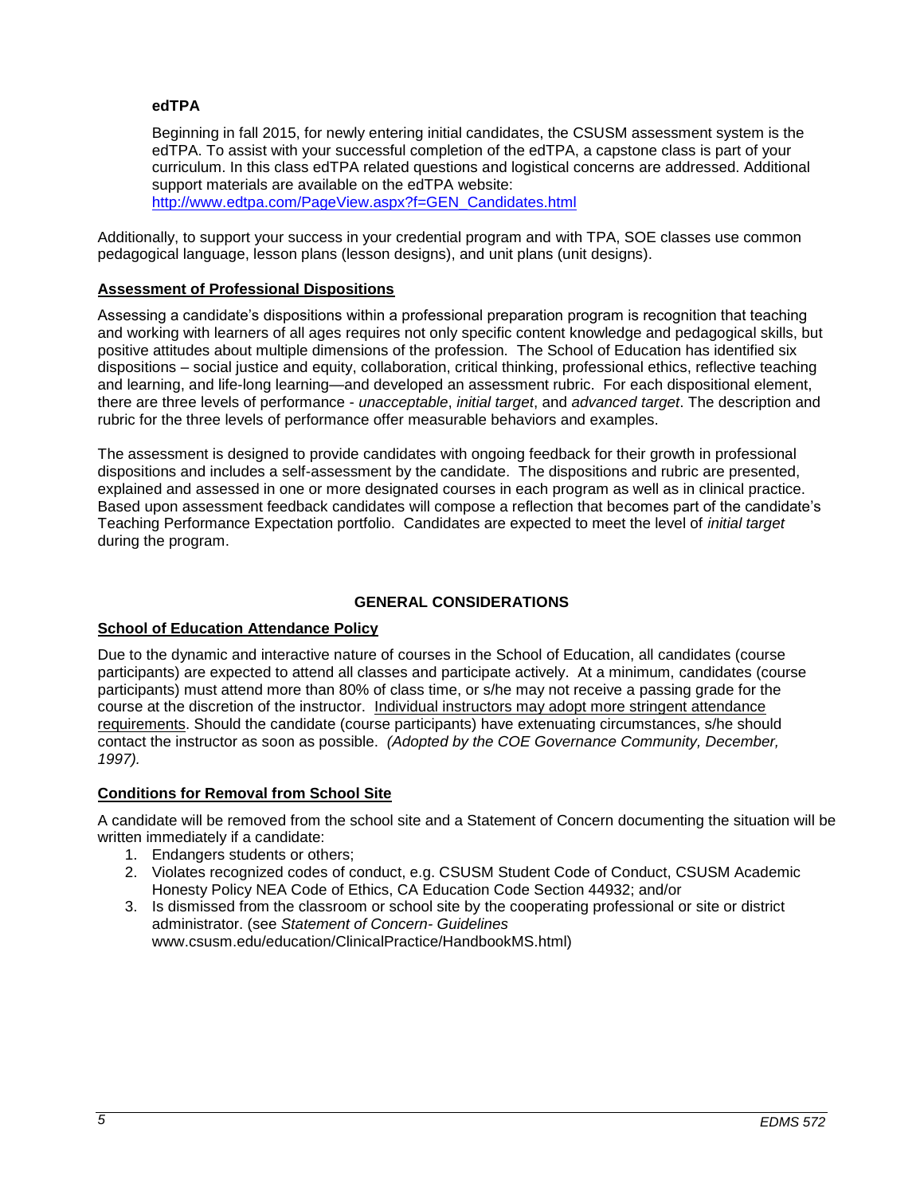### edTPA

Beginning in fall 2015, for newly entering initial candidates, the CSUSM assessment system is the edTPA. To assist with your successful completion of the edTPA, a capstone class is part of your curriculum. In this class edTPA related questions and logistical concerns are addressed. Additional support materials are available on the edTPA website: [http://www.edtpa.com/PageView.aspx?f=GEN_Candidates.html](http://www.edtpa.com/PageView.aspx?f=GEN_Candidates.html)

Additionally, to support your success in your credential program and with TPA, SOE classes use common pedagogical language, lesson plans (lesson designs), and unit plans (unit designs).

### Assessment of Professional Dispositions

Assessing a candidate's dispositions within a professional preparation program is recognition that teaching and working with learners of all ages requires not only specific content knowledge and pedagogical skills, but positive attitudes about multiple dimensions of the profession. The School of Education has identified six dispositions – social justice and equity, collaboration, critical thinking, professional ethics, reflective teaching and learning, and life-long learning—and developed an assessment rubric. For each dispositional element, there are three levels of performance - *unacceptable*, *initial target*, and *advanced target*. The description and rubric for the three levels of performance offer measurable behaviors and examples.

The assessment is designed to provide candidates with ongoing feedback for their growth in professional dispositions and includes a self-assessment by the candidate. The dispositions and rubric are presented, explained and assessed in one or more designated courses in each program as well as in clinical practice. Based upon assessment feedback candidates will compose a reflection that becomes part of the candidate's Teaching Performance Expectation portfolio. Candidates are expected to meet the level of *initial target* during the program.

## GENERAL CONSIDERATIONS

### School of Education Attendance Policy

Due to the dynamic and interactive nature of courses in the School of Education, all candidates (course participants) are expected to attend all classes and participate actively. At a minimum, candidates (course participants) must attend more than 80% of class time, or s/he may not receive a passing grade for the course at the discretion of the instructor. Individual instructors may adopt more stringent attendance requirements. Should the candidate (course participants) have extenuating circumstances, s/he should contact the instructor as soon as possible. *(Adopted by the COE Governance Community, December, 1997).*

### Conditions for Removal from School Site

A candidate will be removed from the school site and a Statement of Concern documenting the situation will be written immediately if a candidate:

1. Endangers students or others;
2. Violates recognized codes of conduct, e.g. CSUSM Student Code of Conduct, CSUSM Academic Honesty Policy NEA Code of Ethics, CA Education Code Section 44932; and/or
3. Is dismissed from the classroom or school site by the cooperating professional or site or district administrator. (see *Statement of Concern- Guidelines* www.csusm.edu/education/ClinicalPractice/HandbookMS.html)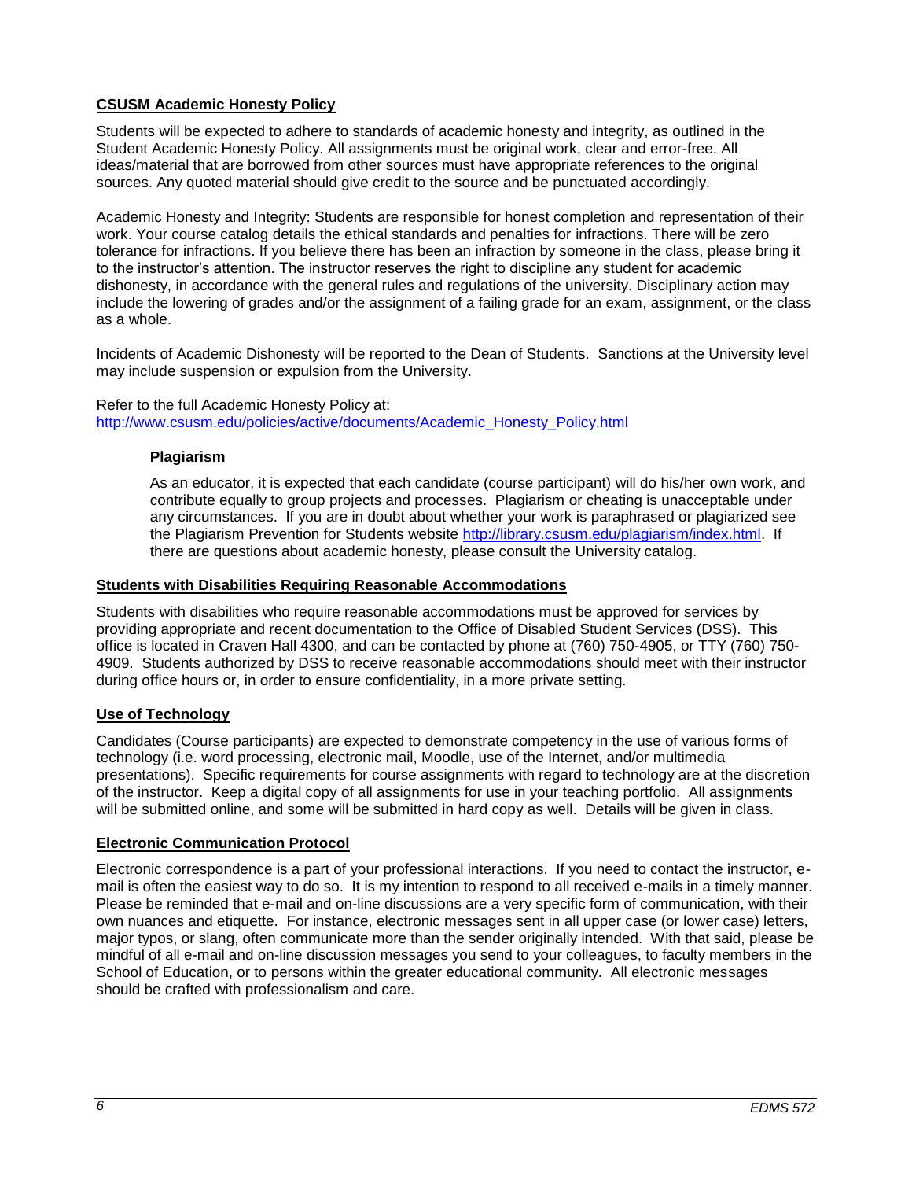## CSUSM Academic Honesty Policy

Students will be expected to adhere to standards of academic honesty and integrity, as outlined in the Student Academic Honesty Policy. All assignments must be original work, clear and error-free. All ideas/material that are borrowed from other sources must have appropriate references to the original sources. Any quoted material should give credit to the source and be punctuated accordingly.

Academic Honesty and Integrity: Students are responsible for honest completion and representation of their work. Your course catalog details the ethical standards and penalties for infractions. There will be zero tolerance for infractions. If you believe there has been an infraction by someone in the class, please bring it to the instructor's attention. The instructor reserves the right to discipline any student for academic dishonesty, in accordance with the general rules and regulations of the university. Disciplinary action may include the lowering of grades and/or the assignment of a failing grade for an exam, assignment, or the class as a whole.

Incidents of Academic Dishonesty will be reported to the Dean of Students. Sanctions at the University level may include suspension or expulsion from the University.

Refer to the full Academic Honesty Policy at:
[http://www.csusm.edu/policies/active/documents/Academic_Honesty_Policy.html](http://www.csusm.edu/policies/active/documents/Academic_Honesty_Policy.html)

### Plagiarism

As an educator, it is expected that each candidate (course participant) will do his/her own work, and contribute equally to group projects and processes. Plagiarism or cheating is unacceptable under any circumstances. If you are in doubt about whether your work is paraphrased or plagiarized see the Plagiarism Prevention for Students website [http://library.csusm.edu/plagiarism/index.html](http://library.csusm.edu/plagiarism/index.html). If there are questions about academic honesty, please consult the University catalog.

## Students with Disabilities Requiring Reasonable Accommodations

Students with disabilities who require reasonable accommodations must be approved for services by providing appropriate and recent documentation to the Office of Disabled Student Services (DSS). This office is located in Craven Hall 4300, and can be contacted by phone at (760) 750-4905, or TTY (760) 750-4909. Students authorized by DSS to receive reasonable accommodations should meet with their instructor during office hours or, in order to ensure confidentiality, in a more private setting.

## Use of Technology

Candidates (Course participants) are expected to demonstrate competency in the use of various forms of technology (i.e. word processing, electronic mail, Moodle, use of the Internet, and/or multimedia presentations). Specific requirements for course assignments with regard to technology are at the discretion of the instructor. Keep a digital copy of all assignments for use in your teaching portfolio. All assignments will be submitted online, and some will be submitted in hard copy as well. Details will be given in class.

## Electronic Communication Protocol

Electronic correspondence is a part of your professional interactions. If you need to contact the instructor, e-mail is often the easiest way to do so. It is my intention to respond to all received e-mails in a timely manner. Please be reminded that e-mail and on-line discussions are a very specific form of communication, with their own nuances and etiquette. For instance, electronic messages sent in all upper case (or lower case) letters, major typos, or slang, often communicate more than the sender originally intended. With that said, please be mindful of all e-mail and on-line discussion messages you send to your colleagues, to faculty members in the School of Education, or to persons within the greater educational community. All electronic messages should be crafted with professionalism and care.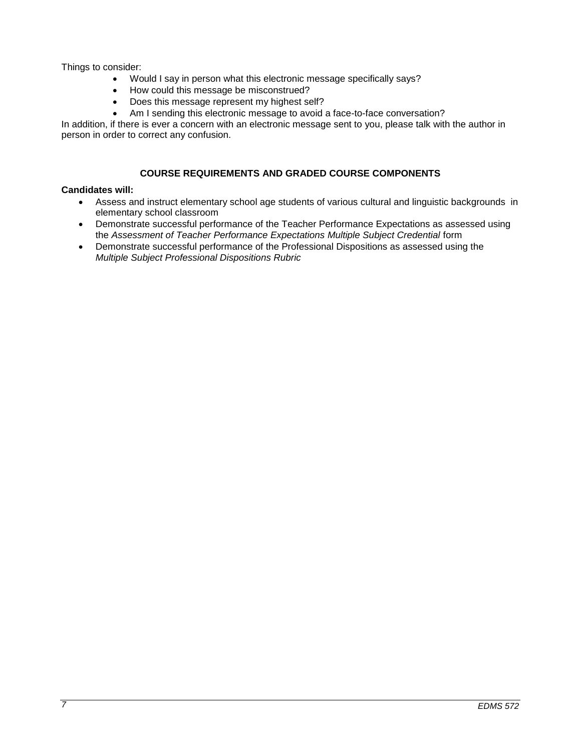Things to consider:

- Would I say in person what this electronic message specifically says?
- How could this message be misconstrued?
- Does this message represent my highest self?
- Am I sending this electronic message to avoid a face-to-face conversation?

In addition, if there is ever a concern with an electronic message sent to you, please talk with the author in person in order to correct any confusion.

## COURSE REQUIREMENTS AND GRADED COURSE COMPONENTS

**Candidates will:**

- Assess and instruct elementary school age students of various cultural and linguistic backgrounds in elementary school classroom
- Demonstrate successful performance of the Teacher Performance Expectations as assessed using the *Assessment of Teacher Performance Expectations Multiple Subject Credential* form
- Demonstrate successful performance of the Professional Dispositions as assessed using the *Multiple Subject Professional Dispositions Rubric*